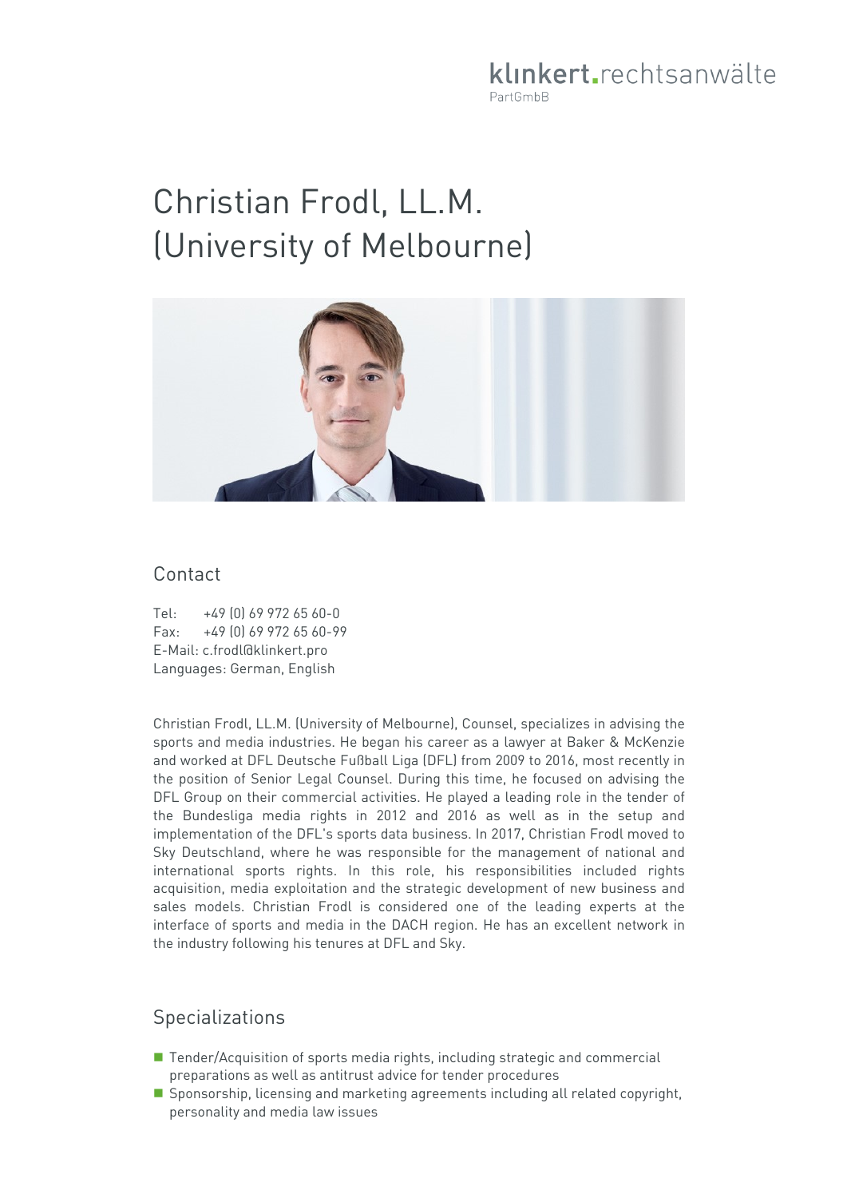klinkert.rechtsanwälte
PartGmbB

# Christian Frodl, LL.M. (University of Melbourne)

## Contact

Tel: +49 (0) 69 972 65 60-0
Fax: +49 (0) 69 972 65 60-99
E-Mail: c.frodl@klinkert.pro
Languages: German, English

Christian Frodl, LL.M. (University of Melbourne), Counsel, specializes in advising the sports and media industries. He began his career as a lawyer at Baker & McKenzie and worked at DFL Deutsche Fußball Liga (DFL) from 2009 to 2016, most recently in the position of Senior Legal Counsel. During this time, he focused on advising the DFL Group on their commercial activities. He played a leading role in the tender of the Bundesliga media rights in 2012 and 2016 as well as in the setup and implementation of the DFL's sports data business. In 2017, Christian Frodl moved to Sky Deutschland, where he was responsible for the management of national and international sports rights. In this role, his responsibilities included rights acquisition, media exploitation and the strategic development of new business and sales models. Christian Frodl is considered one of the leading experts at the interface of sports and media in the DACH region. He has an excellent network in the industry following his tenures at DFL and Sky.

## Specializations

- Tender/Acquisition of sports media rights, including strategic and commercial preparations as well as antitrust advice for tender procedures
- Sponsorship, licensing and marketing agreements including all related copyright, personality and media law issues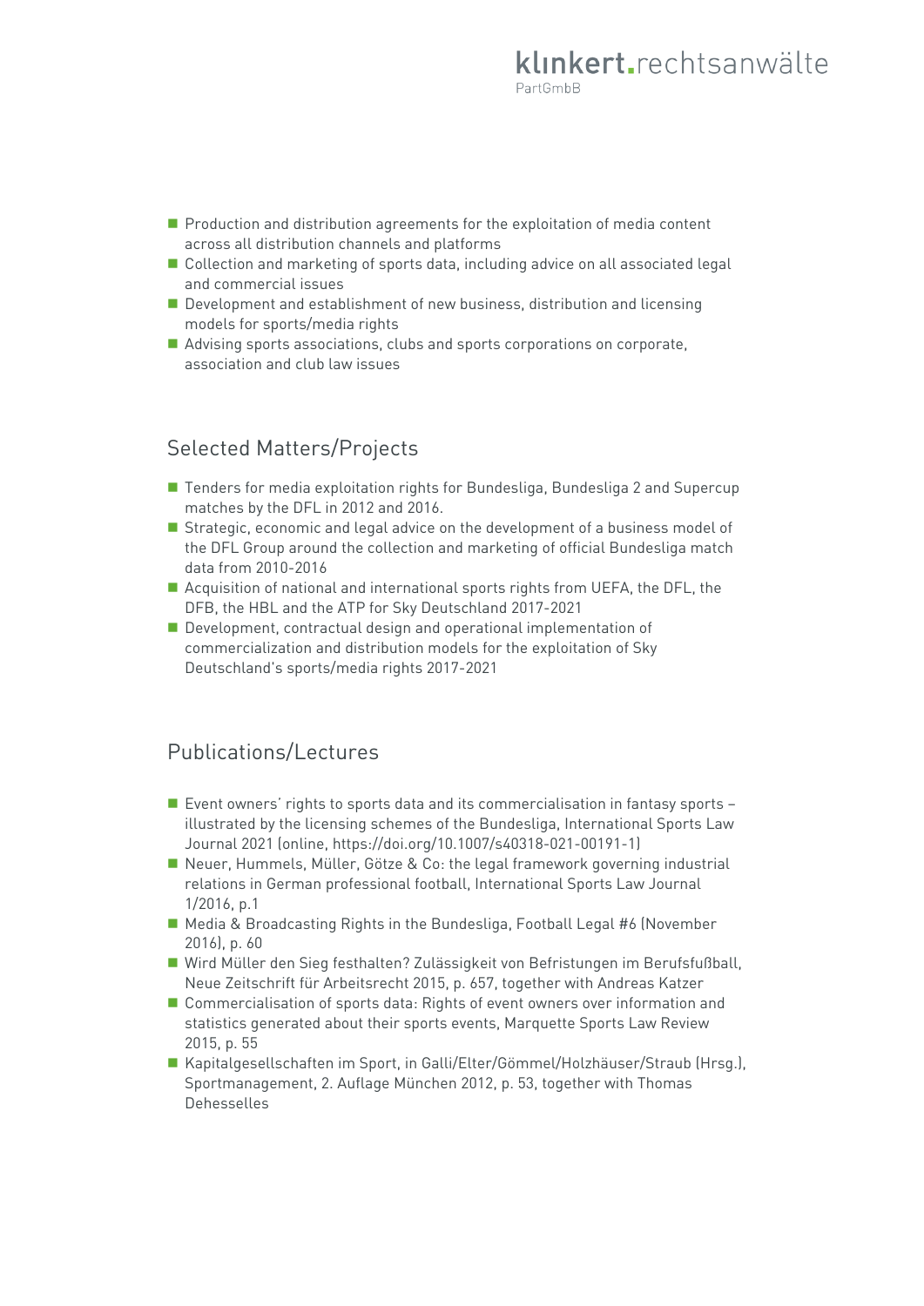- Production and distribution agreements for the exploitation of media content across all distribution channels and platforms
- Collection and marketing of sports data, including advice on all associated legal and commercial issues
- Development and establishment of new business, distribution and licensing models for sports/media rights
- Advising sports associations, clubs and sports corporations on corporate, association and club law issues

## Selected Matters/Projects

- Tenders for media exploitation rights for Bundesliga, Bundesliga 2 and Supercup matches by the DFL in 2012 and 2016.
- Strategic, economic and legal advice on the development of a business model of the DFL Group around the collection and marketing of official Bundesliga match data from 2010-2016
- Acquisition of national and international sports rights from UEFA, the DFL, the DFB, the HBL and the ATP for Sky Deutschland 2017-2021
- Development, contractual design and operational implementation of commercialization and distribution models for the exploitation of Sky Deutschland's sports/media rights 2017-2021

## Publications/Lectures

- Event owners' rights to sports data and its commercialisation in fantasy sports – illustrated by the licensing schemes of the Bundesliga, International Sports Law Journal 2021 (online, https://doi.org/10.1007/s40318-021-00191-1)
- Neuer, Hummels, Müller, Götze & Co: the legal framework governing industrial relations in German professional football, International Sports Law Journal 1/2016, p.1
- Media & Broadcasting Rights in the Bundesliga, Football Legal #6 (November 2016), p. 60
- Wird Müller den Sieg festhalten? Zulässigkeit von Befristungen im Berufsfußball, Neue Zeitschrift für Arbeitsrecht 2015, p. 657, together with Andreas Katzer
- Commercialisation of sports data: Rights of event owners over information and statistics generated about their sports events, Marquette Sports Law Review 2015, p. 55
- Kapitalgesellschaften im Sport, in Galli/Elter/Gömmel/Holzhäuser/Straub (Hrsg.), Sportmanagement, 2. Auflage München 2012, p. 53, together with Thomas Dehesselles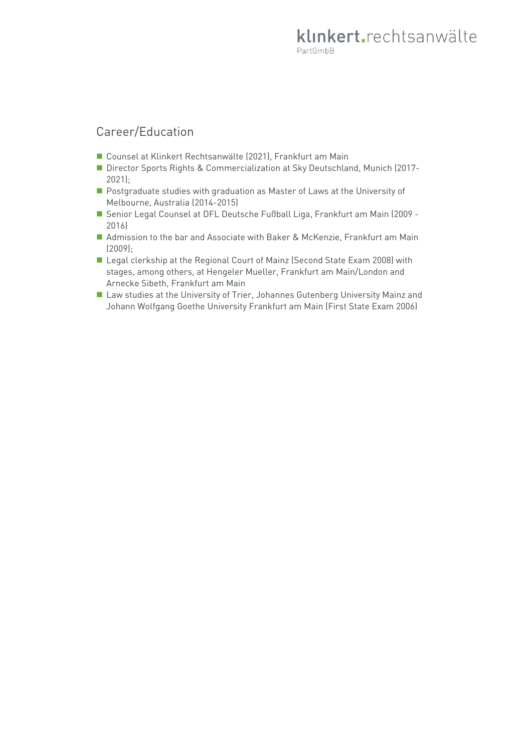## Career/Education

- Counsel at Klinkert Rechtsanwälte (2021), Frankfurt am Main
- Director Sports Rights & Commercialization at Sky Deutschland, Munich (2017-2021);
- Postgraduate studies with graduation as Master of Laws at the University of Melbourne, Australia (2014-2015)
- Senior Legal Counsel at DFL Deutsche Fußball Liga, Frankfurt am Main (2009 - 2016)
- Admission to the bar and Associate with Baker & McKenzie, Frankfurt am Main (2009);
- Legal clerkship at the Regional Court of Mainz (Second State Exam 2008) with stages, among others, at Hengeler Mueller, Frankfurt am Main/London and Arnecke Sibeth, Frankfurt am Main
- Law studies at the University of Trier, Johannes Gutenberg University Mainz and Johann Wolfgang Goethe University Frankfurt am Main (First State Exam 2006)